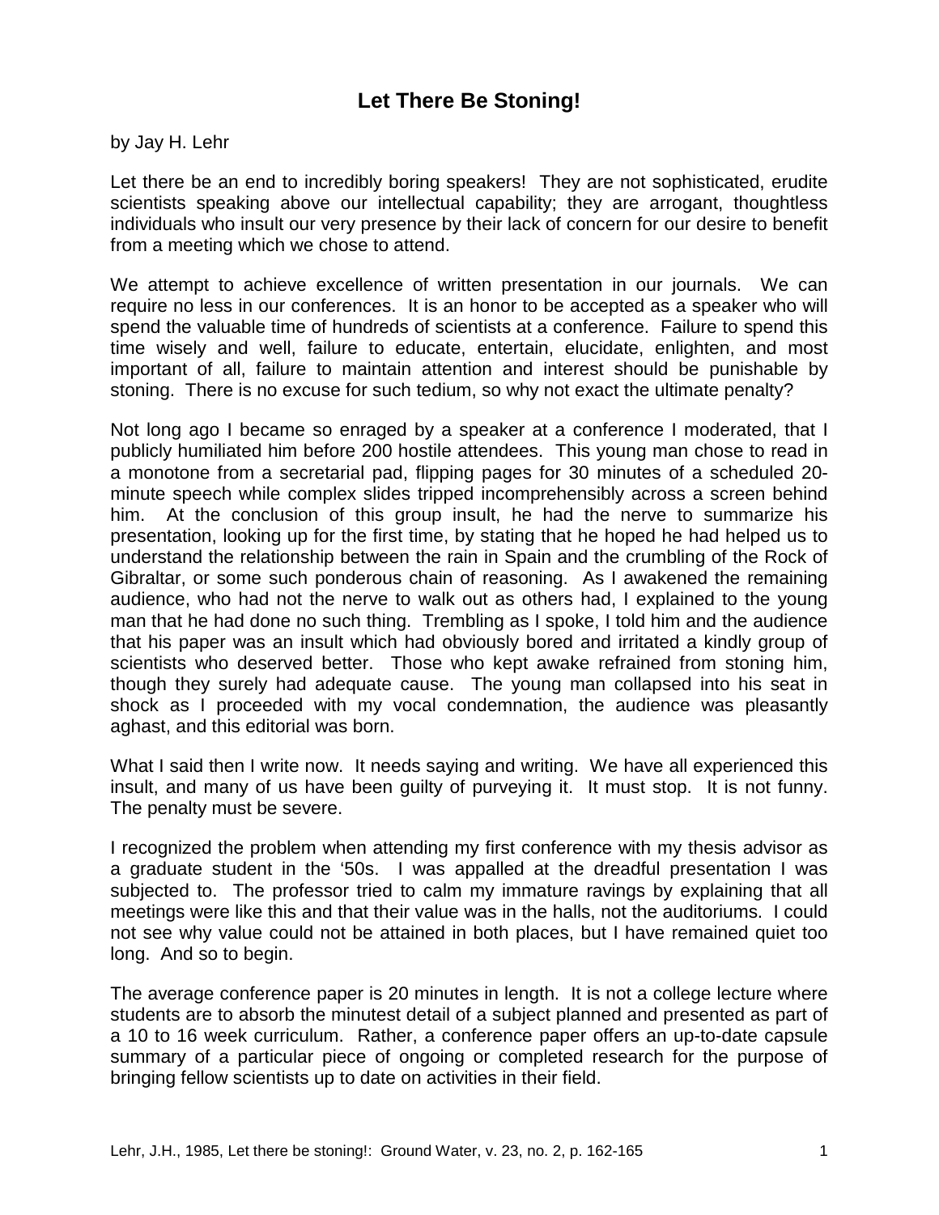# Let There Be Stoning!

by Jay H. Lehr

Let there be an end to incredibly boring speakers! They are not sophisticated, erudite scientists speaking above our intellectual capability; they are arrogant, thoughtless individuals who insult our very presence by their lack of concern for our desire to benefit from a meeting which we chose to attend.

We attempt to achieve excellence of written presentation in our journals. We can require no less in our conferences. It is an honor to be accepted as a speaker who will spend the valuable time of hundreds of scientists at a conference. Failure to spend this time wisely and well, failure to educate, entertain, elucidate, enlighten, and most important of all, failure to maintain attention and interest should be punishable by stoning. There is no excuse for such tedium, so why not exact the ultimate penalty?

Not long ago I became so enraged by a speaker at a conference I moderated, that I publicly humiliated him before 200 hostile attendees. This young man chose to read in a monotone from a secretarial pad, flipping pages for 30 minutes of a scheduled 20-minute speech while complex slides tripped incomprehensibly across a screen behind him. At the conclusion of this group insult, he had the nerve to summarize his presentation, looking up for the first time, by stating that he hoped he had helped us to understand the relationship between the rain in Spain and the crumbling of the Rock of Gibraltar, or some such ponderous chain of reasoning. As I awakened the remaining audience, who had not the nerve to walk out as others had, I explained to the young man that he had done no such thing. Trembling as I spoke, I told him and the audience that his paper was an insult which had obviously bored and irritated a kindly group of scientists who deserved better. Those who kept awake refrained from stoning him, though they surely had adequate cause. The young man collapsed into his seat in shock as I proceeded with my vocal condemnation, the audience was pleasantly aghast, and this editorial was born.

What I said then I write now. It needs saying and writing. We have all experienced this insult, and many of us have been guilty of purveying it. It must stop. It is not funny. The penalty must be severe.

I recognized the problem when attending my first conference with my thesis advisor as a graduate student in the '50s. I was appalled at the dreadful presentation I was subjected to. The professor tried to calm my immature ravings by explaining that all meetings were like this and that their value was in the halls, not the auditoriums. I could not see why value could not be attained in both places, but I have remained quiet too long. And so to begin.

The average conference paper is 20 minutes in length. It is not a college lecture where students are to absorb the minutest detail of a subject planned and presented as part of a 10 to 16 week curriculum. Rather, a conference paper offers an up-to-date capsule summary of a particular piece of ongoing or completed research for the purpose of bringing fellow scientists up to date on activities in their field.

Lehr, J.H., 1985, Let there be stoning!: Ground Water, v. 23, no. 2, p. 162-165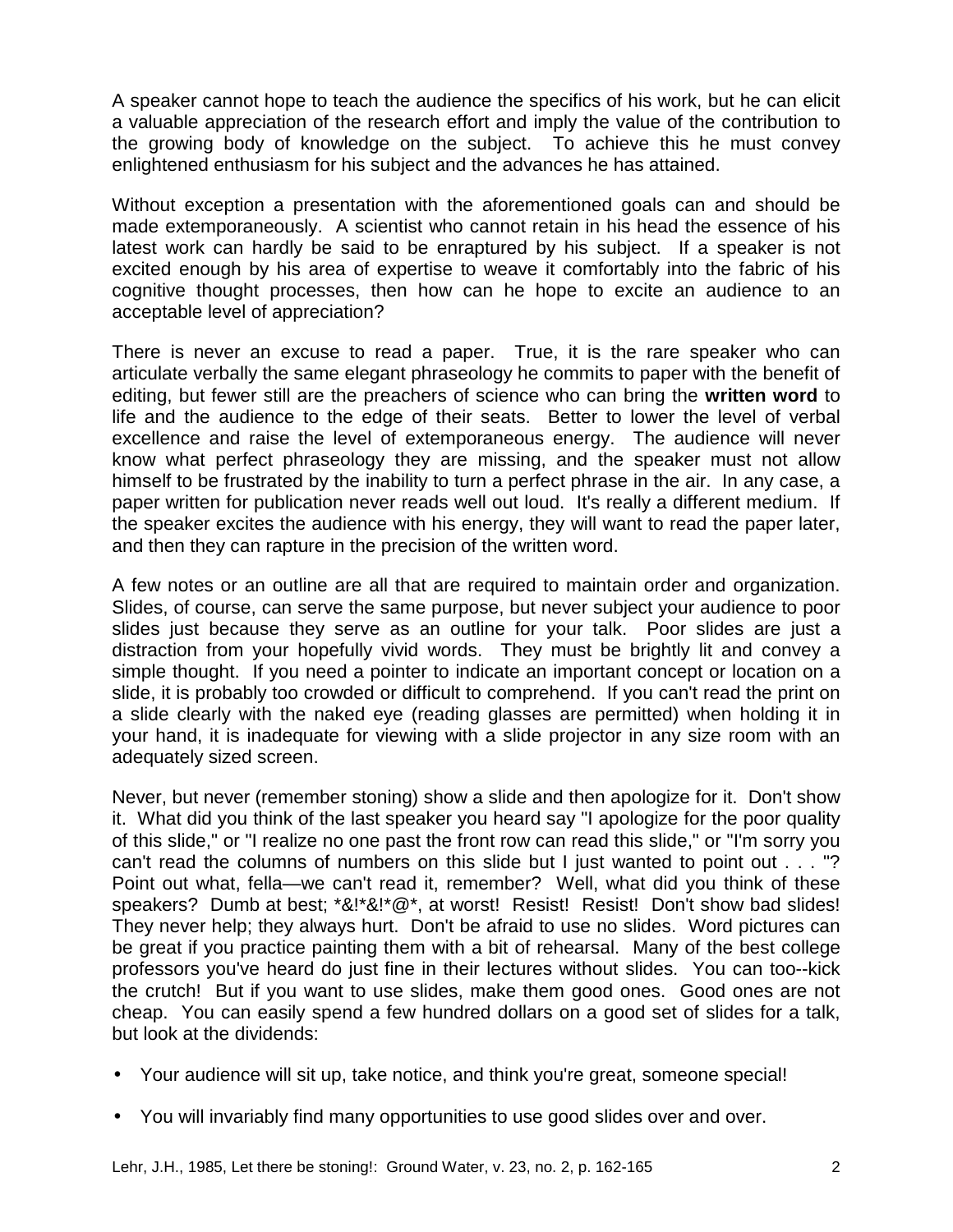A speaker cannot hope to teach the audience the specifics of his work, but he can elicit a valuable appreciation of the research effort and imply the value of the contribution to the growing body of knowledge on the subject. To achieve this he must convey enlightened enthusiasm for his subject and the advances he has attained.

Without exception a presentation with the aforementioned goals can and should be made extemporaneously. A scientist who cannot retain in his head the essence of his latest work can hardly be said to be enraptured by his subject. If a speaker is not excited enough by his area of expertise to weave it comfortably into the fabric of his cognitive thought processes, then how can he hope to excite an audience to an acceptable level of appreciation?

There is never an excuse to read a paper. True, it is the rare speaker who can articulate verbally the same elegant phraseology he commits to paper with the benefit of editing, but fewer still are the preachers of science who can bring the **written word** to life and the audience to the edge of their seats. Better to lower the level of verbal excellence and raise the level of extemporaneous energy. The audience will never know what perfect phraseology they are missing, and the speaker must not allow himself to be frustrated by the inability to turn a perfect phrase in the air. In any case, a paper written for publication never reads well out loud. It's really a different medium. If the speaker excites the audience with his energy, they will want to read the paper later, and then they can rapture in the precision of the written word.

A few notes or an outline are all that are required to maintain order and organization. Slides, of course, can serve the same purpose, but never subject your audience to poor slides just because they serve as an outline for your talk. Poor slides are just a distraction from your hopefully vivid words. They must be brightly lit and convey a simple thought. If you need a pointer to indicate an important concept or location on a slide, it is probably too crowded or difficult to comprehend. If you can't read the print on a slide clearly with the naked eye (reading glasses are permitted) when holding it in your hand, it is inadequate for viewing with a slide projector in any size room with an adequately sized screen.

Never, but never (remember stoning) show a slide and then apologize for it. Don't show it. What did you think of the last speaker you heard say "I apologize for the poor quality of this slide," or "I realize no one past the front row can read this slide," or "I'm sorry you can't read the columns of numbers on this slide but I just wanted to point out . . . "? Point out what, fella—we can't read it, remember? Well, what did you think of these speakers? Dumb at best; *&!*&!*@*, at worst! Resist! Resist! Don't show bad slides! They never help; they always hurt. Don't be afraid to use no slides. Word pictures can be great if you practice painting them with a bit of rehearsal. Many of the best college professors you've heard do just fine in their lectures without slides. You can too--kick the crutch! But if you want to use slides, make them good ones. Good ones are not cheap. You can easily spend a few hundred dollars on a good set of slides for a talk, but look at the dividends:

- Your audience will sit up, take notice, and think you're great, someone special!
- You will invariably find many opportunities to use good slides over and over.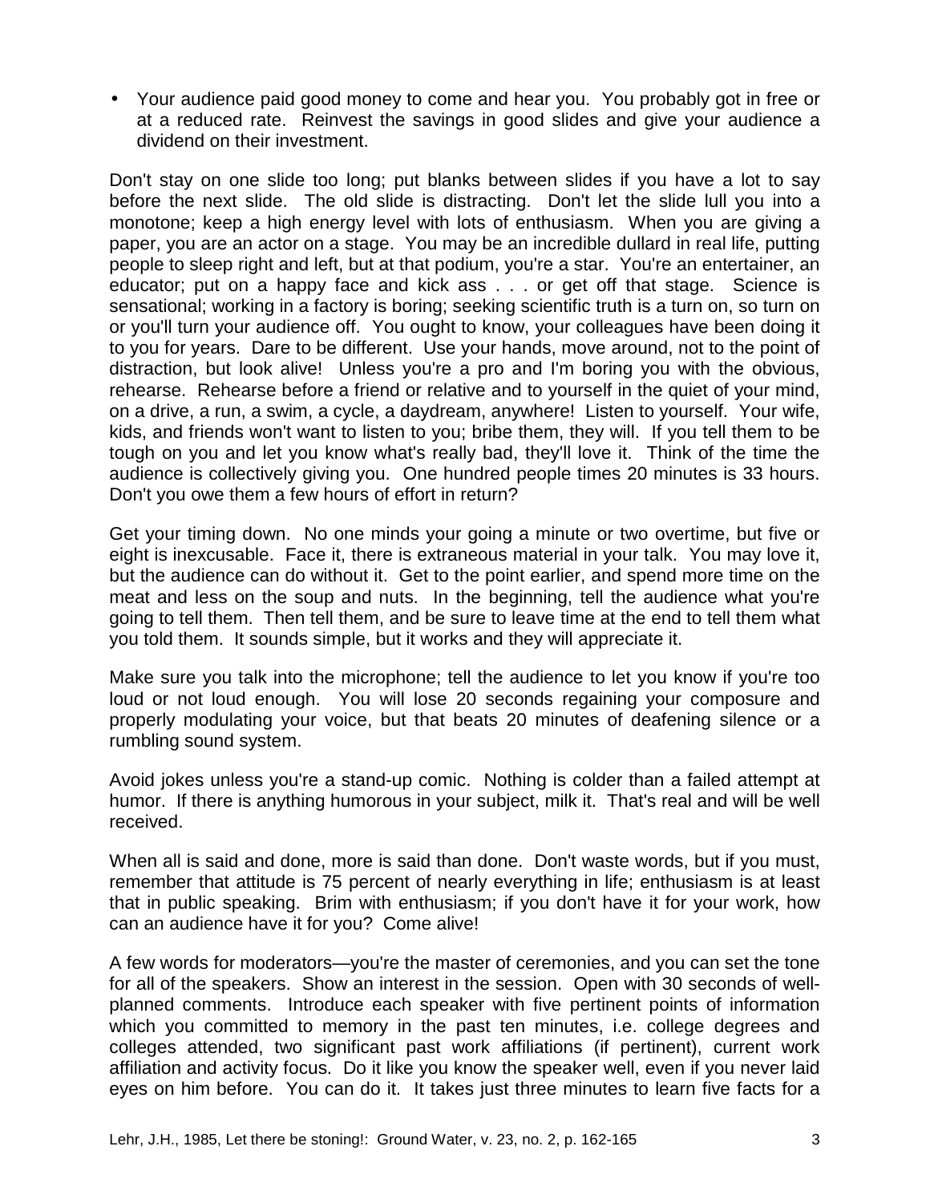- Your audience paid good money to come and hear you. You probably got in free or at a reduced rate. Reinvest the savings in good slides and give your audience a dividend on their investment.

Don't stay on one slide too long; put blanks between slides if you have a lot to say before the next slide. The old slide is distracting. Don't let the slide lull you into a monotone; keep a high energy level with lots of enthusiasm. When you are giving a paper, you are an actor on a stage. You may be an incredible dullard in real life, putting people to sleep right and left, but at that podium, you're a star. You're an entertainer, an educator; put on a happy face and kick ass . . . or get off that stage. Science is sensational; working in a factory is boring; seeking scientific truth is a turn on, so turn on or you'll turn your audience off. You ought to know, your colleagues have been doing it to you for years. Dare to be different. Use your hands, move around, not to the point of distraction, but look alive! Unless you're a pro and I'm boring you with the obvious, rehearse. Rehearse before a friend or relative and to yourself in the quiet of your mind, on a drive, a run, a swim, a cycle, a daydream, anywhere! Listen to yourself. Your wife, kids, and friends won't want to listen to you; bribe them, they will. If you tell them to be tough on you and let you know what's really bad, they'll love it. Think of the time the audience is collectively giving you. One hundred people times 20 minutes is 33 hours. Don't you owe them a few hours of effort in return?

Get your timing down. No one minds your going a minute or two overtime, but five or eight is inexcusable. Face it, there is extraneous material in your talk. You may love it, but the audience can do without it. Get to the point earlier, and spend more time on the meat and less on the soup and nuts. In the beginning, tell the audience what you're going to tell them. Then tell them, and be sure to leave time at the end to tell them what you told them. It sounds simple, but it works and they will appreciate it.

Make sure you talk into the microphone; tell the audience to let you know if you're too loud or not loud enough. You will lose 20 seconds regaining your composure and properly modulating your voice, but that beats 20 minutes of deafening silence or a rumbling sound system.

Avoid jokes unless you're a stand-up comic. Nothing is colder than a failed attempt at humor. If there is anything humorous in your subject, milk it. That's real and will be well received.

When all is said and done, more is said than done. Don't waste words, but if you must, remember that attitude is 75 percent of nearly everything in life; enthusiasm is at least that in public speaking. Brim with enthusiasm; if you don't have it for your work, how can an audience have it for you? Come alive!

A few words for moderators—you're the master of ceremonies, and you can set the tone for all of the speakers. Show an interest in the session. Open with 30 seconds of well-planned comments. Introduce each speaker with five pertinent points of information which you committed to memory in the past ten minutes, i.e. college degrees and colleges attended, two significant past work affiliations (if pertinent), current work affiliation and activity focus. Do it like you know the speaker well, even if you never laid eyes on him before. You can do it. It takes just three minutes to learn five facts for a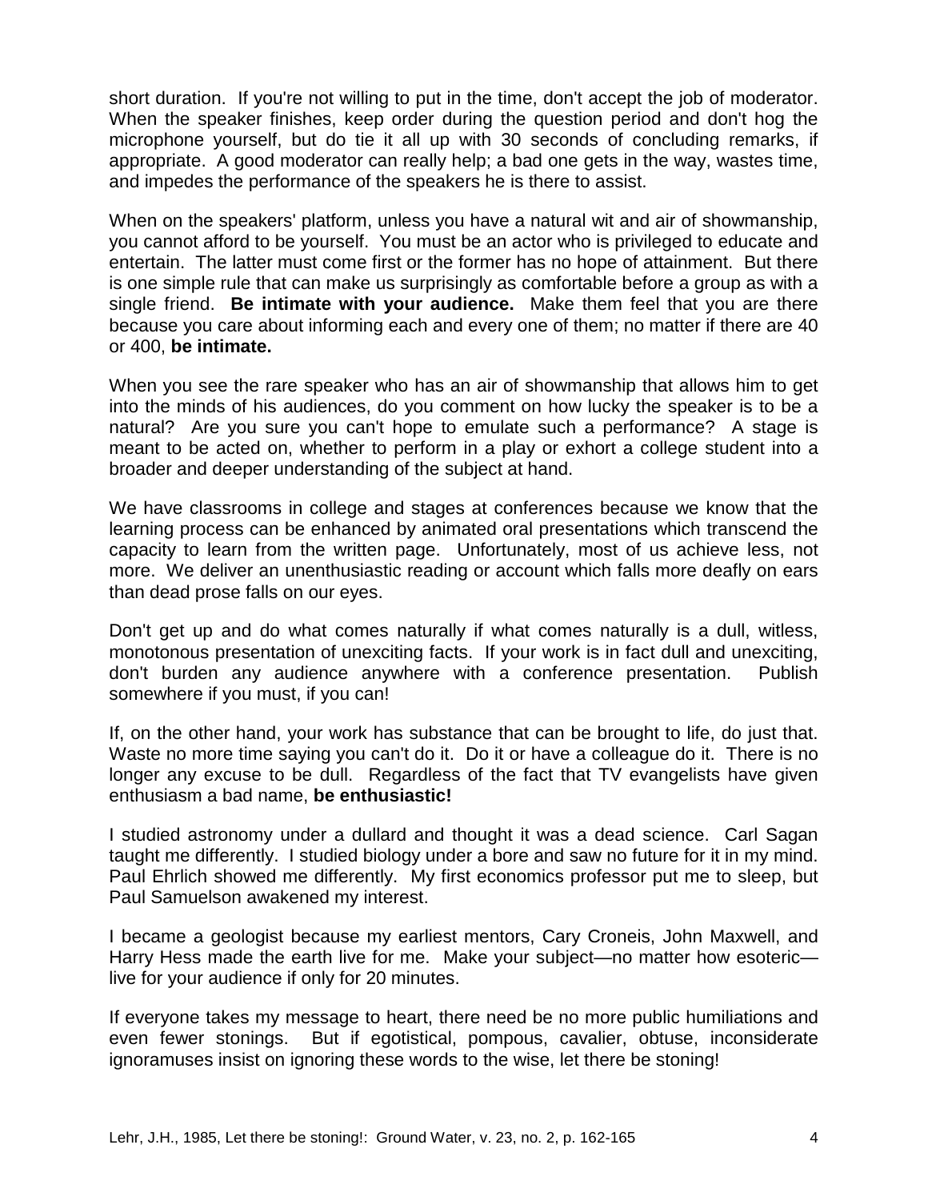short duration. If you're not willing to put in the time, don't accept the job of moderator. When the speaker finishes, keep order during the question period and don't hog the microphone yourself, but do tie it all up with 30 seconds of concluding remarks, if appropriate. A good moderator can really help; a bad one gets in the way, wastes time, and impedes the performance of the speakers he is there to assist.

When on the speakers' platform, unless you have a natural wit and air of showmanship, you cannot afford to be yourself. You must be an actor who is privileged to educate and entertain. The latter must come first or the former has no hope of attainment. But there is one simple rule that can make us surprisingly as comfortable before a group as with a single friend. **Be intimate with your audience.** Make them feel that you are there because you care about informing each and every one of them; no matter if there are 40 or 400, **be intimate.**

When you see the rare speaker who has an air of showmanship that allows him to get into the minds of his audiences, do you comment on how lucky the speaker is to be a natural? Are you sure you can't hope to emulate such a performance? A stage is meant to be acted on, whether to perform in a play or exhort a college student into a broader and deeper understanding of the subject at hand.

We have classrooms in college and stages at conferences because we know that the learning process can be enhanced by animated oral presentations which transcend the capacity to learn from the written page. Unfortunately, most of us achieve less, not more. We deliver an unenthusiastic reading or account which falls more deafly on ears than dead prose falls on our eyes.

Don't get up and do what comes naturally if what comes naturally is a dull, witless, monotonous presentation of unexciting facts. If your work is in fact dull and unexciting, don't burden any audience anywhere with a conference presentation. Publish somewhere if you must, if you can!

If, on the other hand, your work has substance that can be brought to life, do just that. Waste no more time saying you can't do it. Do it or have a colleague do it. There is no longer any excuse to be dull. Regardless of the fact that TV evangelists have given enthusiasm a bad name, **be enthusiastic!**

I studied astronomy under a dullard and thought it was a dead science. Carl Sagan taught me differently. I studied biology under a bore and saw no future for it in my mind. Paul Ehrlich showed me differently. My first economics professor put me to sleep, but Paul Samuelson awakened my interest.

I became a geologist because my earliest mentors, Cary Croneis, John Maxwell, and Harry Hess made the earth live for me. Make your subject—no matter how esoteric—live for your audience if only for 20 minutes.

If everyone takes my message to heart, there need be no more public humiliations and even fewer stonings. But if egotistical, pompous, cavalier, obtuse, inconsiderate ignoramuses insist on ignoring these words to the wise, let there be stoning!